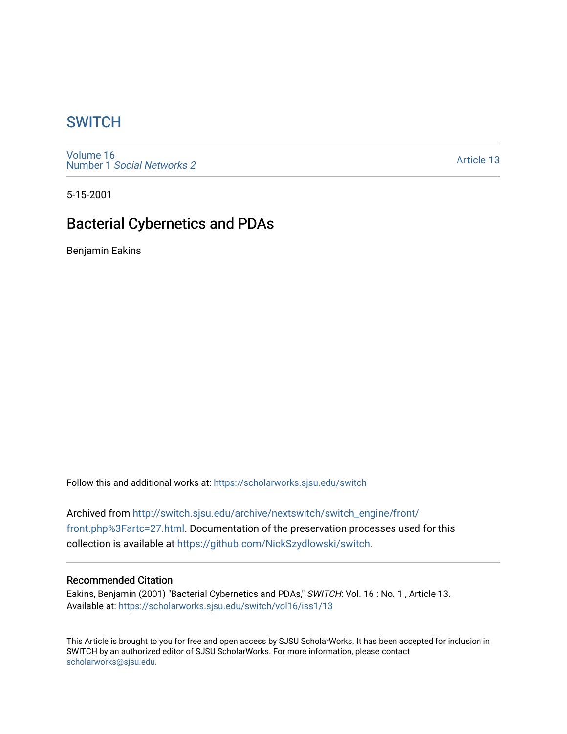# SWITCH

Volume 16
Number 1 *Social Networks 2*

Article 13

5-15-2001

## Bacterial Cybernetics and PDAs

Benjamin Eakins

Follow this and additional works at: https://scholarworks.sjsu.edu/switch

Archived from http://switch.sjsu.edu/archive/nextswitch/switch_engine/front/front.php%3Fartc=27.html. Documentation of the preservation processes used for this collection is available at https://github.com/NickSzydlowski/switch.

### Recommended Citation

Eakins, Benjamin (2001) "Bacterial Cybernetics and PDAs," *SWITCH*: Vol. 16 : No. 1 , Article 13.
Available at: https://scholarworks.sjsu.edu/switch/vol16/iss1/13

This Article is brought to you for free and open access by SJSU ScholarWorks. It has been accepted for inclusion in SWITCH by an authorized editor of SJSU ScholarWorks. For more information, please contact scholarworks@sjsu.edu.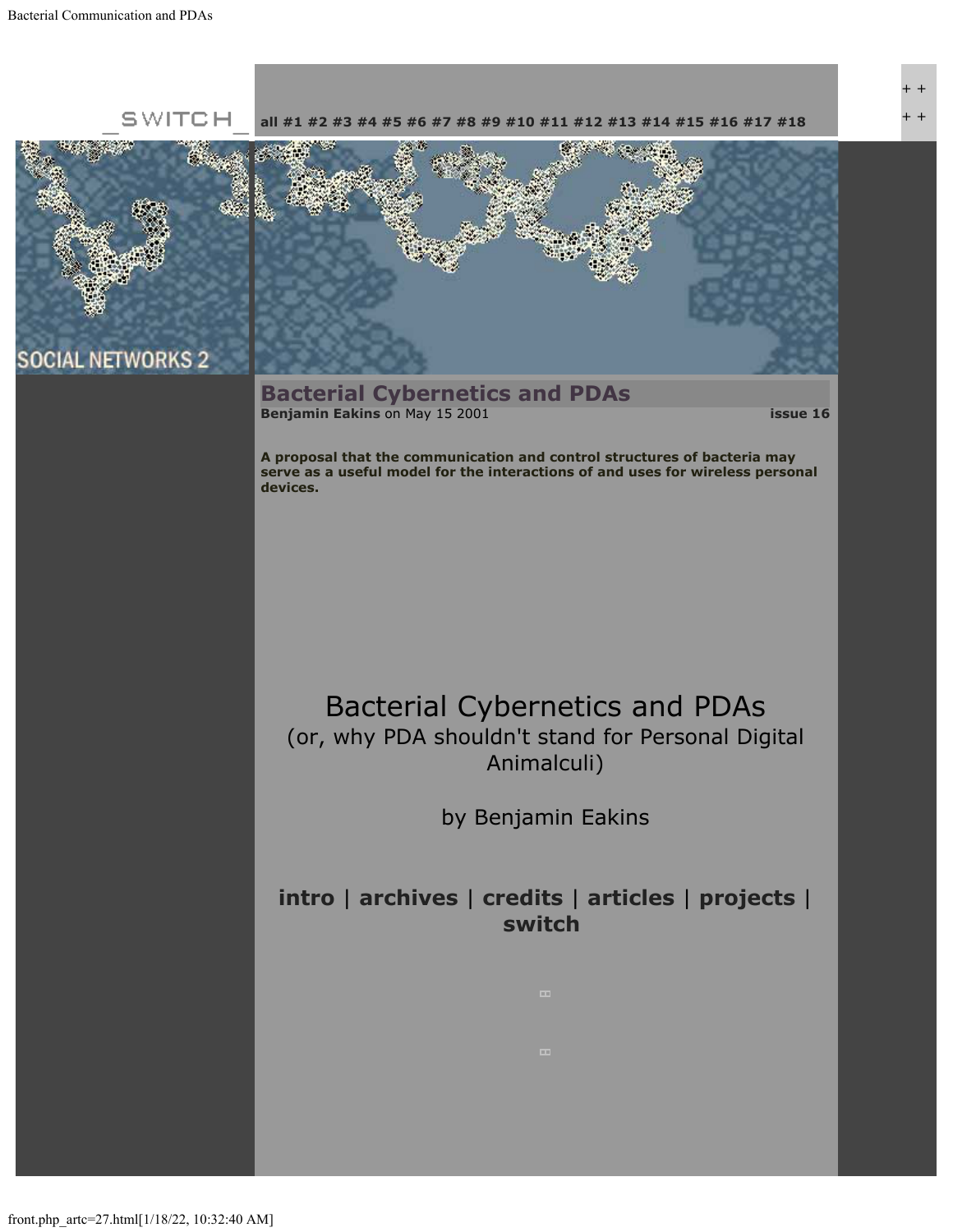_SWITCH_ all #1 #2 #3 #4 #5 #6 #7 #8 #9 #10 #11 #12 #13 #14 #15 #16 #17 #18

SOCIAL NETWORKS 2

## Bacterial Cybernetics and PDAs

**Benjamin Eakins** on May 15 2001 **issue 16**

**A proposal that the communication and control structures of bacteria may serve as a useful model for the interactions of and uses for wireless personal devices.**

# Bacterial Cybernetics and PDAs

(or, why PDA shouldn't stand for Personal Digital Animalculi)

by Benjamin Eakins

**intro | archives | credits | articles | projects | switch**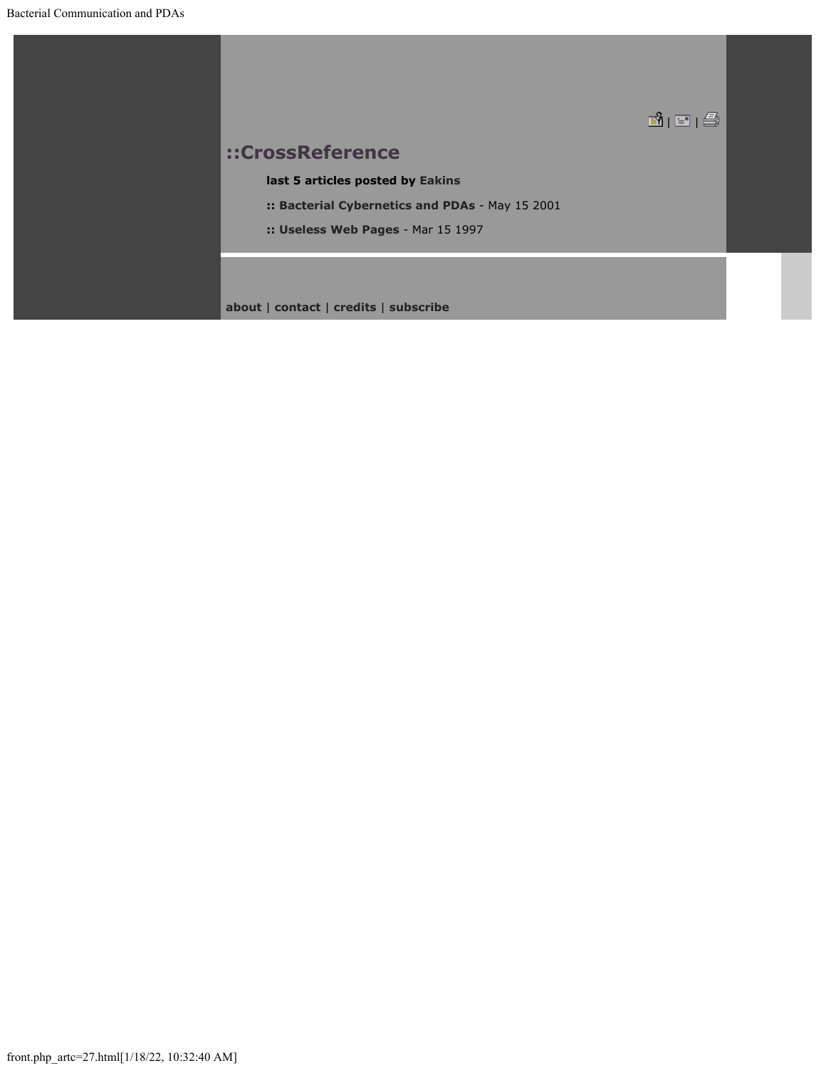## ::CrossReference

**last 5 articles posted by Eakins**

**:: Bacterial Cybernetics and PDAs** - May 15 2001

**:: Useless Web Pages** - Mar 15 1997

**about** | **contact** | **credits** | **subscribe**